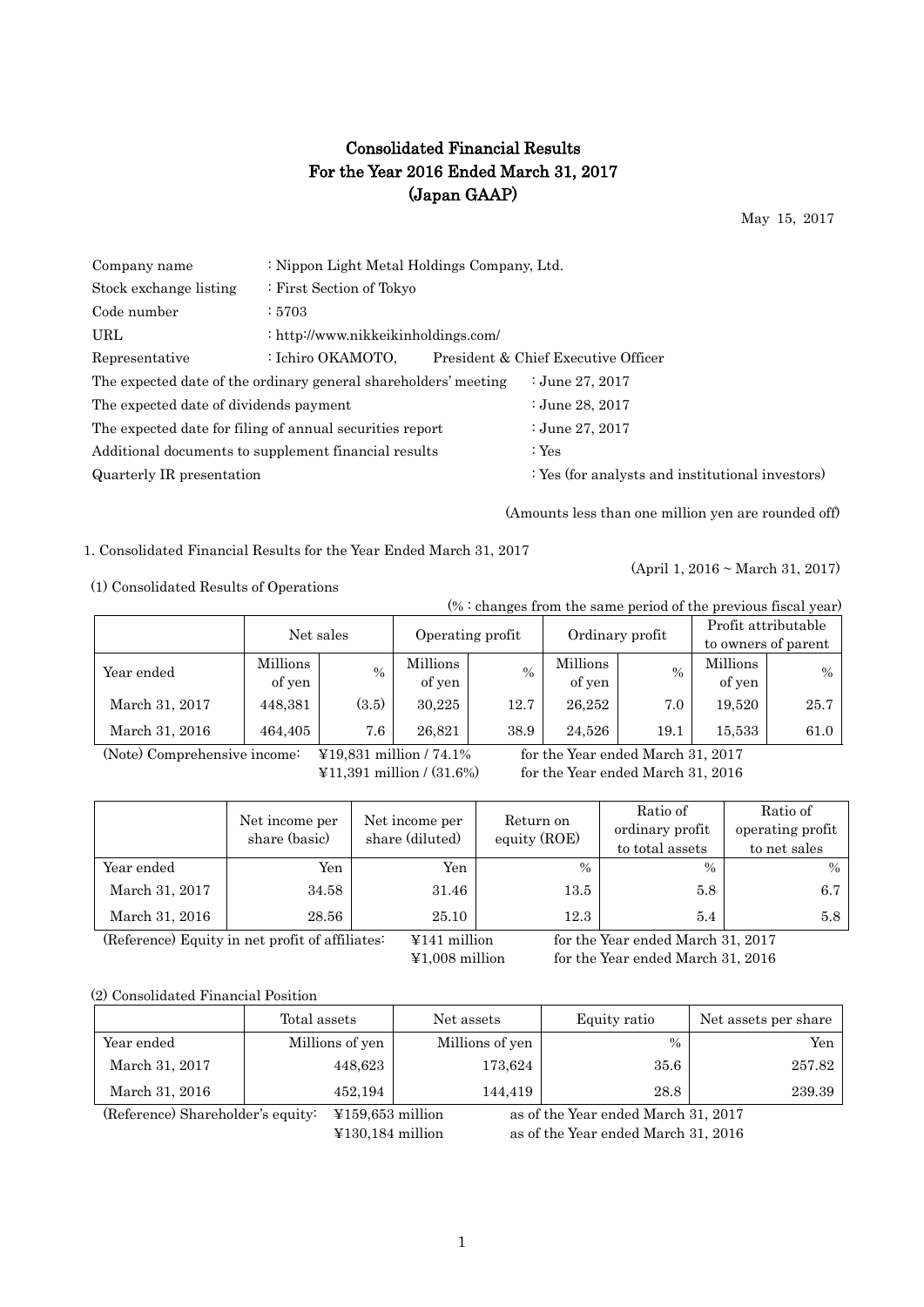# Consolidated Financial Results
# For the Year 2016 Ended March 31, 2017
# (Japan GAAP)

May 15, 2017

| | |
|---|---|
| Company name | : Nippon Light Metal Holdings Company, Ltd. |
| Stock exchange listing | : First Section of Tokyo |
| Code number | : 5703 |
| URL | : http://www.nikkeikinholdings.com/ |
| Representative | : Ichiro OKAMOTO, President & Chief Executive Officer |

| | |
|---|---|
| The expected date of the ordinary general shareholders' meeting | : June 27, 2017 |
| The expected date of dividends payment | : June 28, 2017 |
| The expected date for filing of annual securities report | : June 27, 2017 |
| Additional documents to supplement financial results | : Yes |
| Quarterly IR presentation | : Yes (for analysts and institutional investors) |

(Amounts less than one million yen are rounded off)

1. Consolidated Financial Results for the Year Ended March 31, 2017

(April 1, 2016 ~ March 31, 2017)

(1) Consolidated Results of Operations

(% : changes from the same period of the previous fiscal year)

| | Net sales | | Operating profit | | Ordinary profit | | Profit attributable to owners of parent | |
|---|---|---|---|---|---|---|---|---|
| Year ended | Millions of yen | % | Millions of yen | % | Millions of yen | % | Millions of yen | % |
| March 31, 2017 | 448,381 | (3.5) | 30,225 | 12.7 | 26,252 | 7.0 | 19,520 | 25.7 |
| March 31, 2016 | 464,405 | 7.6 | 26,821 | 38.9 | 24,526 | 19.1 | 15,533 | 61.0 |

(Note) Comprehensive income: ¥19,831 million / 74.1% for the Year ended March 31, 2017
¥11,391 million / (31.6%) for the Year ended March 31, 2016

| | Net income per share (basic) | Net income per share (diluted) | Return on equity (ROE) | Ratio of ordinary profit to total assets | Ratio of operating profit to net sales |
|---|---|---|---|---|---|
| Year ended | Yen | Yen | % | % | % |
| March 31, 2017 | 34.58 | 31.46 | 13.5 | 5.8 | 6.7 |
| March 31, 2016 | 28.56 | 25.10 | 12.3 | 5.4 | 5.8 |

(Reference) Equity in net profit of affiliates: ¥141 million for the Year ended March 31, 2017
¥1,008 million for the Year ended March 31, 2016

(2) Consolidated Financial Position

| | Total assets | Net assets | Equity ratio | Net assets per share |
|---|---|---|---|---|
| Year ended | Millions of yen | Millions of yen | % | Yen |
| March 31, 2017 | 448,623 | 173,624 | 35.6 | 257.82 |
| March 31, 2016 | 452,194 | 144,419 | 28.8 | 239.39 |

(Reference) Shareholder's equity: ¥159,653 million as of the Year ended March 31, 2017
¥130,184 million as of the Year ended March 31, 2016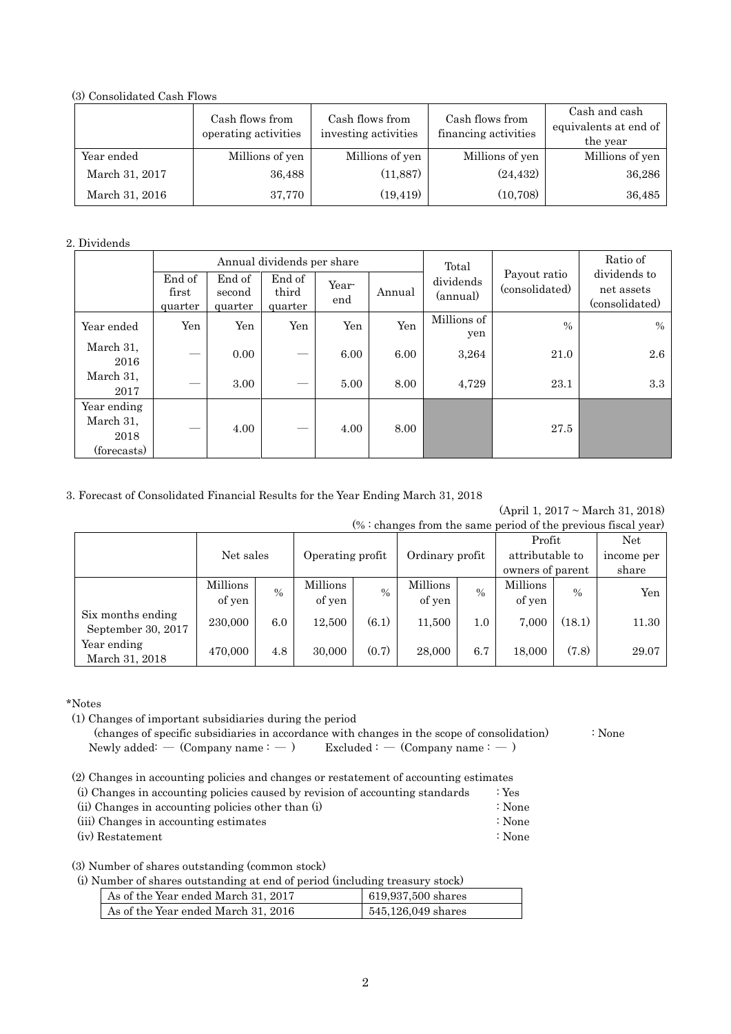(3) Consolidated Cash Flows

| | Cash flows from operating activities | Cash flows from investing activities | Cash flows from financing activities | Cash and cash equivalents at end of the year |
|---|---|---|---|---|
| Year ended | Millions of yen | Millions of yen | Millions of yen | Millions of yen |
| March 31, 2017 | 36,488 | (11,887) | (24,432) | 36,286 |
| March 31, 2016 | 37,770 | (19,419) | (10,708) | 36,485 |

2. Dividends

| | Annual dividends per share | | | | | Total dividends (annual) | Payout ratio (consolidated) | Ratio of dividends to net assets (consolidated) |
|---|---|---|---|---|---|---|---|---|
| | End of first quarter | End of second quarter | End of third quarter | Year-end | Annual | | | |
| Year ended | Yen | Yen | Yen | Yen | Yen | Millions of yen | % | % |
| March 31, 2016 | — | 0.00 | — | 6.00 | 6.00 | 3,264 | 21.0 | 2.6 |
| March 31, 2017 | — | 3.00 | — | 5.00 | 8.00 | 4,729 | 23.1 | 3.3 |
| Year ending March 31, 2018 (forecasts) | — | 4.00 | — | 4.00 | 8.00 | | 27.5 | |

3. Forecast of Consolidated Financial Results for the Year Ending March 31, 2018

(April 1, 2017 ~ March 31, 2018)

(% : changes from the same period of the previous fiscal year)

| | Net sales | | Operating profit | | Ordinary profit | | Profit attributable to owners of parent | | Net income per share |
|---|---|---|---|---|---|---|---|---|---|
| | Millions of yen | % | Millions of yen | % | Millions of yen | % | Millions of yen | % | Yen |
| Six months ending September 30, 2017 | 230,000 | 6.0 | 12,500 | (6.1) | 11,500 | 1.0 | 7,000 | (18.1) | 11.30 |
| Year ending March 31, 2018 | 470,000 | 4.8 | 30,000 | (0.7) | 28,000 | 6.7 | 18,000 | (7.8) | 29.07 |

*Notes

(1) Changes of important subsidiaries during the period
(changes of specific subsidiaries in accordance with changes in the scope of consolidation) : None
Newly added: — (Company name : — ) Excluded : — (Company name : — )

(2) Changes in accounting policies and changes or restatement of accounting estimates
(i) Changes in accounting policies caused by revision of accounting standards : Yes
(ii) Changes in accounting policies other than (i) : None
(iii) Changes in accounting estimates : None
(iv) Restatement : None

(3) Number of shares outstanding (common stock)
(i) Number of shares outstanding at end of period (including treasury stock)

| | |
|---|---|
| As of the Year ended March 31, 2017 | 619,937,500 shares |
| As of the Year ended March 31, 2016 | 545,126,049 shares |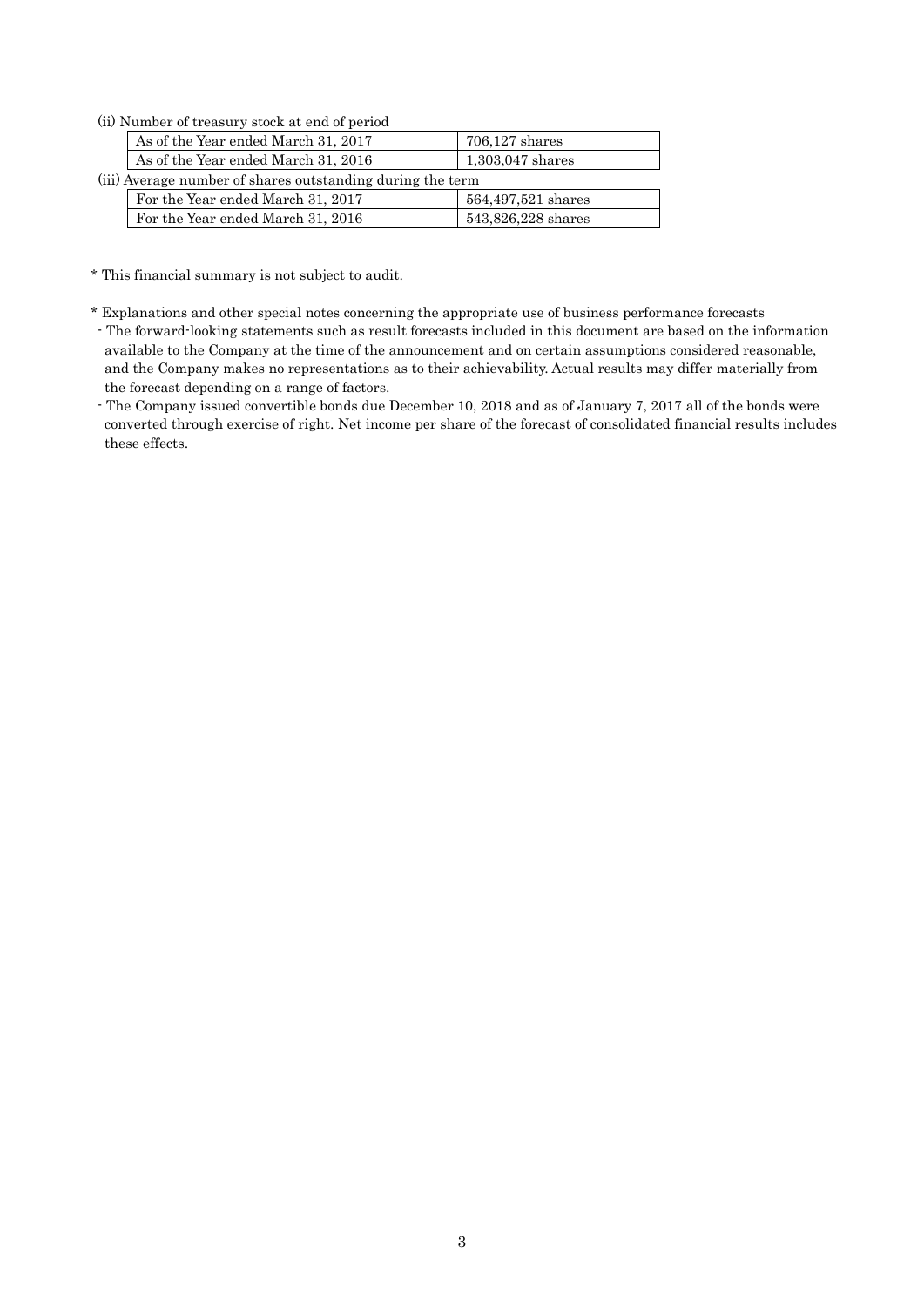(ii) Number of treasury stock at end of period

| | |
|---|---|
| As of the Year ended March 31, 2017 | 706,127 shares |
| As of the Year ended March 31, 2016 | 1,303,047 shares |

(iii) Average number of shares outstanding during the term

| | |
|---|---|
| For the Year ended March 31, 2017 | 564,497,521 shares |
| For the Year ended March 31, 2016 | 543,826,228 shares |

* This financial summary is not subject to audit.

* Explanations and other special notes concerning the appropriate use of business performance forecasts

- The forward-looking statements such as result forecasts included in this document are based on the information available to the Company at the time of the announcement and on certain assumptions considered reasonable, and the Company makes no representations as to their achievability. Actual results may differ materially from the forecast depending on a range of factors.
- The Company issued convertible bonds due December 10, 2018 and as of January 7, 2017 all of the bonds were converted through exercise of right. Net income per share of the forecast of consolidated financial results includes these effects.